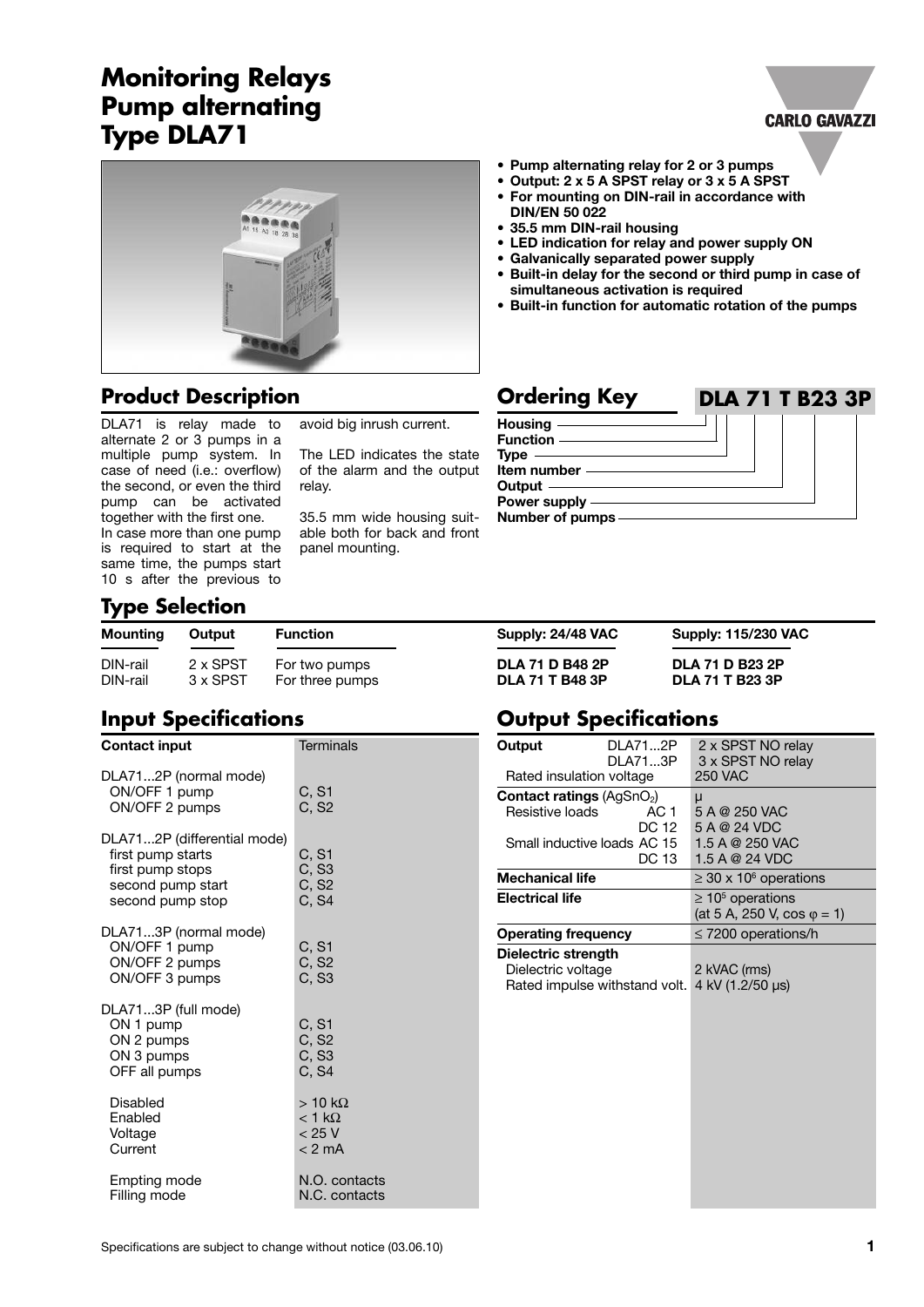# Monitoring Relays Pump alternating Type DLA71

- **Pump alternating relay for 2 or 3 pumps**
- **Output: 2 x 5 A SPST relay or 3 x 5 A SPST**
- **For mounting on DIN-rail in accordance with DIN/EN 50 022**
- **35.5 mm DIN-rail housing**
- **LED indication for relay and power supply ON**
- **Galvanically separated power supply**
- **Built-in delay for the second or third pump in case of simultaneous activation is required**
- **Built-in function for automatic rotation of the pumps**

## Product Description

DLA71 is relay made to alternate 2 or 3 pumps in a multiple pump system. In case of need (i.e.: overflow) the second, or even the third pump can be activated together with the first one.
In case more than one pump is required to start at the same time, the pumps start 10 s after the previous to avoid big inrush current.

The LED indicates the state of the alarm and the output relay.

35.5 mm wide housing suitable both for back and front panel mounting.

## Ordering Key

**DLA 71 T B23 3P**

- Housing
- Function
- Type
- Item number
- Output
- Power supply
- Number of pumps

## Type Selection

| Mounting | Output | Function | Supply: 24/48 VAC | Supply: 115/230 VAC |
|---|---|---|---|---|
| DIN-rail | 2 x SPST | For two pumps | **DLA 71 D B48 2P** | **DLA 71 D B23 2P** |
| DIN-rail | 3 x SPST | For three pumps | **DLA 71 T B48 3P** | **DLA 71 T B23 3P** |

## Input Specifications

| **Contact input** | Terminals |
|---|---|
| DLA71...2P (normal mode) | |
| ON/OFF 1 pump | C, S1 |
| ON/OFF 2 pumps | C, S2 |
| DLA71...2P (differential mode) | |
| first pump starts | C, S1 |
| first pump stops | C, S3 |
| second pump start | C, S2 |
| second pump stop | C, S4 |
| DLA71...3P (normal mode) | |
| ON/OFF 1 pump | C, S1 |
| ON/OFF 2 pumps | C, S2 |
| ON/OFF 3 pumps | C, S3 |
| DLA71...3P (full mode) | |
| ON 1 pump | C, S1 |
| ON 2 pumps | C, S2 |
| ON 3 pumps | C, S3 |
| OFF all pumps | C, S4 |
| Disabled | > 10 kΩ |
| Enabled | < 1 kΩ |
| Voltage | < 25 V |
| Current | < 2 mA |
| Empting mode | N.O. contacts |
| Filling mode | N.C. contacts |

## Output Specifications

| | | |
|---|---|---|
| **Output** | DLA71...2P | 2 x SPST NO relay |
| | DLA71...3P | 3 x SPST NO relay |
| Rated insulation voltage | | 250 VAC |
| **Contact ratings** ($AgSnO_2$) | | μ |
| Resistive loads | AC 1 | 5 A @ 250 VAC |
| | DC 12 | 5 A @ 24 VDC |
| Small inductive loads | AC 15 | 1.5 A @ 250 VAC |
| | DC 13 | 1.5 A @ 24 VDC |
| **Mechanical life** | | ≥ 30 x $10^6$ operations |
| **Electrical life** | | ≥ $10^5$ operations (at 5 A, 250 V, cos φ = 1) |
| **Operating frequency** | | ≤ 7200 operations/h |
| **Dielectric strength** | | |
| Dielectric voltage | | 2 kVAC (rms) |
| Rated impulse withstand volt. | | 4 kV (1.2/50 μs) |

Specifications are subject to change without notice (03.06.10)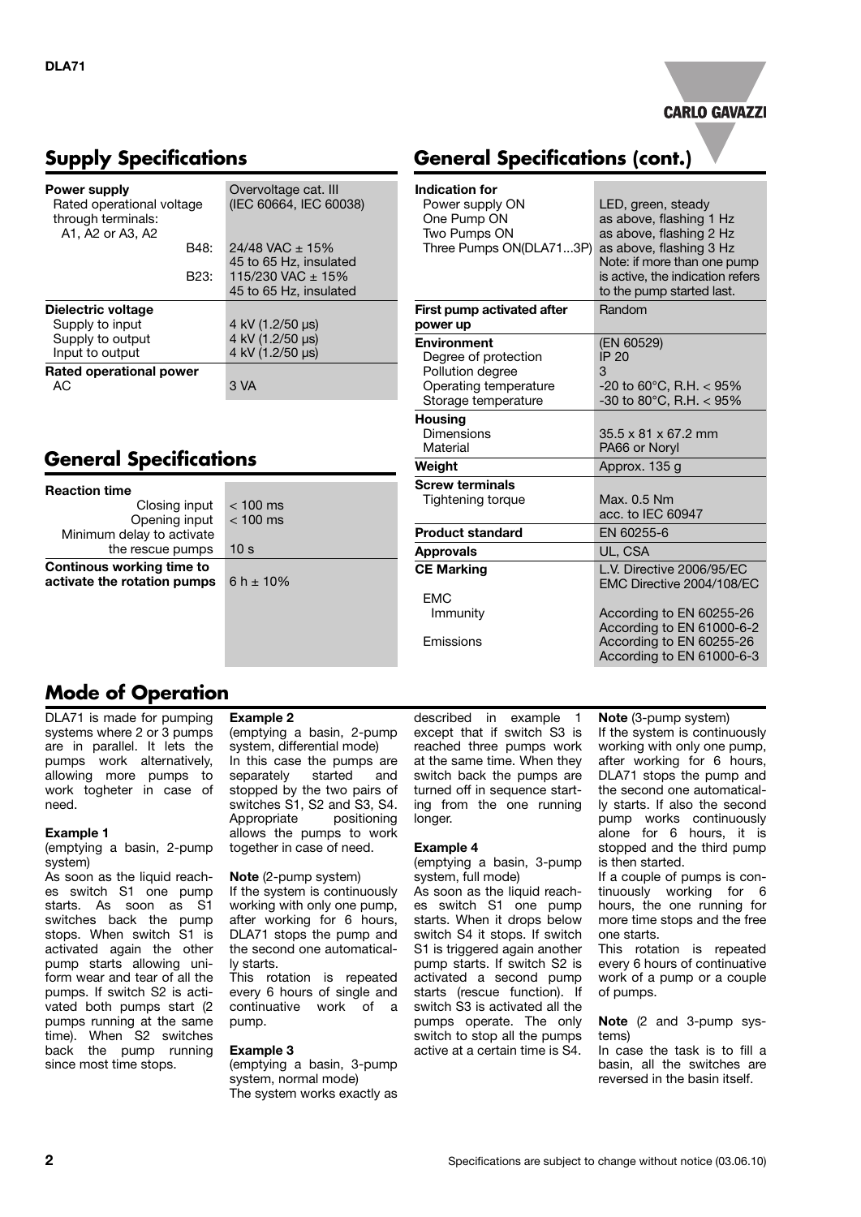## Supply Specifications

| | |
|---|---|
| **Power supply** | Overvoltage cat. III |
| Rated operational voltage through terminals: A1, A2 or A3, A2 | (IEC 60664, IEC 60038) |
| B48: | 24/48 VAC ± 15% 45 to 65 Hz, insulated |
| B23: | 115/230 VAC ± 15% 45 to 65 Hz, insulated |
| **Dielectric voltage** | |
| Supply to input | 4 kV (1.2/50 µs) |
| Supply to output | 4 kV (1.2/50 µs) |
| Input to output | 4 kV (1.2/50 µs) |
| **Rated operational power** | |
| AC | 3 VA |

## General Specifications

| | |
|---|---|
| **Reaction time** | |
| Closing input | < 100 ms |
| Opening input | < 100 ms |
| Minimum delay to activate the rescue pumps | 10 s |
| **Continous working time to activate the rotation pumps** | 6 h ± 10% |

## General Specifications (cont.)

| | |
|---|---|
| **Indication for** | |
| Power supply ON | LED, green, steady |
| One Pump ON | as above, flashing 1 Hz |
| Two Pumps ON | as above, flashing 2 Hz |
| Three Pumps ON(DLA71...3P) | as above, flashing 3 Hz Note: if more than one pump is active, the indication refers to the pump started last. |
| **First pump activated after power up** | Random |
| **Environment** | (EN 60529) |
| Degree of protection | IP 20 |
| Pollution degree | 3 |
| Operating temperature | -20 to 60°C, R.H. < 95% |
| Storage temperature | -30 to 80°C, R.H. < 95% |
| **Housing** | |
| Dimensions | 35.5 x 81 x 67.2 mm |
| Material | PA66 or Noryl |
| **Weight** | Approx. 135 g |
| **Screw terminals** | |
| Tightening torque | Max. 0.5 Nm acc. to IEC 60947 |
| **Product standard** | EN 60255-6 |
| **Approvals** | UL, CSA |
| **CE Marking** | L.V. Directive 2006/95/EC EMC Directive 2004/108/EC |
| EMC | |
| Immunity | According to EN 60255-26 According to EN 61000-6-2 |
| Emissions | According to EN 60255-26 According to EN 61000-6-3 |

## Mode of Operation

DLA71 is made for pumping systems where 2 or 3 pumps are in parallel. It lets the pumps work alternatively, allowing more pumps to work togheter in case of need.

**Example 1**
(emptying a basin, 2-pump system)
As soon as the liquid reaches switch S1 one pump starts. As soon as S1 switches back the pump stops. When switch S1 is activated again the other pump starts allowing uniform wear and tear of all the pumps. If switch S2 is activated both pumps start (2 pumps running at the same time). When S2 switches back the pump running since most time stops.

**Example 2**
(emptying a basin, 2-pump system, differential mode)
In this case the pumps are separately started and stopped by the two pairs of switches S1, S2 and S3, S4. Appropriate positioning allows the pumps to work together in case of need.

**Note** (2-pump system)
If the system is continuously working with only one pump, after working for 6 hours, DLA71 stops the pump and the second one automatically starts.
This rotation is repeated every 6 hours of single and continuative work of a pump.

**Example 3**
(emptying a basin, 3-pump system, normal mode)
The system works exactly as described in example 1 except that if switch S3 is reached three pumps work at the same time. When they switch back the pumps are turned off in sequence starting from the one running longer.

**Example 4**
(emptying a basin, 3-pump system, full mode)
As soon as the liquid reaches switch S1 one pump starts. When it drops below switch S4 it stops. If switch S1 is triggered again another pump starts. If switch S2 is activated a second pump starts (rescue function). If switch S3 is activated all the pumps operate. The only switch to stop all the pumps active at a certain time is S4.

**Note** (3-pump system)
If the system is continuously working with only one pump, after working for 6 hours, DLA71 stops the pump and the second one automatically starts. If also the second pump works continuously alone for 6 hours, it is stopped and the third pump is then started.
If a couple of pumps is continuously working for 6 hours, the one running for more time stops and the free one starts.
This rotation is repeated every 6 hours of continuative work of a pump or a couple of pumps.

**Note** (2 and 3-pump systems)
In case the task is to fill a basin, all the switches are reversed in the basin itself.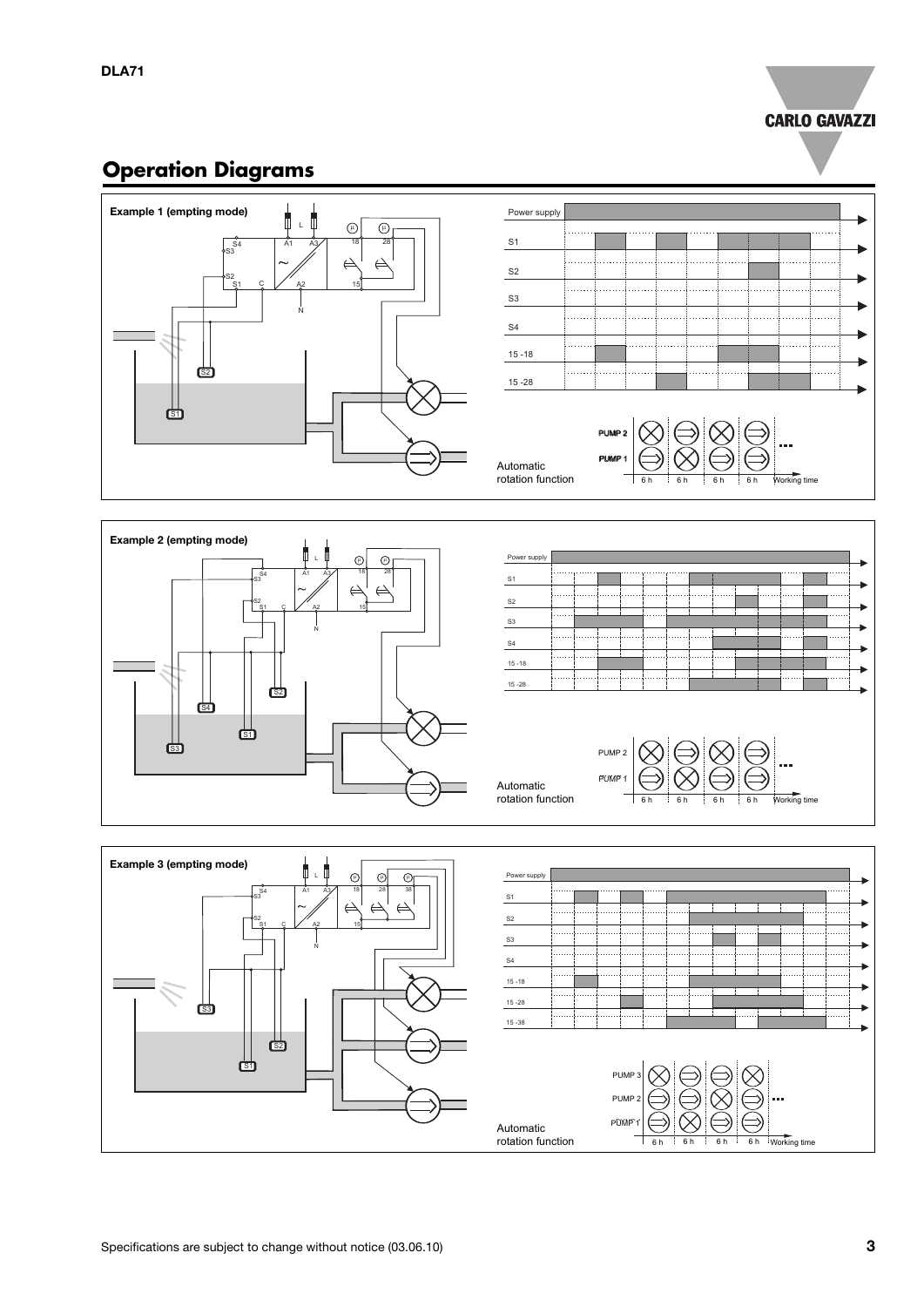## Operation Diagrams

**Example 1 (empting mode)**

Power supply

S1

S2

S3

S4

15 -18

15 -28

PUMP 2

PUMP 1

Automatic rotation function

6 h 6 h 6 h 6 h Working time

**Example 2 (empting mode)**

Power supply

S1

S2

S3

S4

15 -18

15 -28

PUMP 2

PUMP 1

Automatic rotation function

6 h 6 h 6 h 6 h Working time

**Example 3 (empting mode)**

Power supply

S1

S2

S3

S4

15 -18

15 -28

15 -38

PUMP 3

PUMP 2

PUMP 1

Automatic rotation function

6 h 6 h 6 h 6 h Working time

Specifications are subject to change without notice (03.06.10)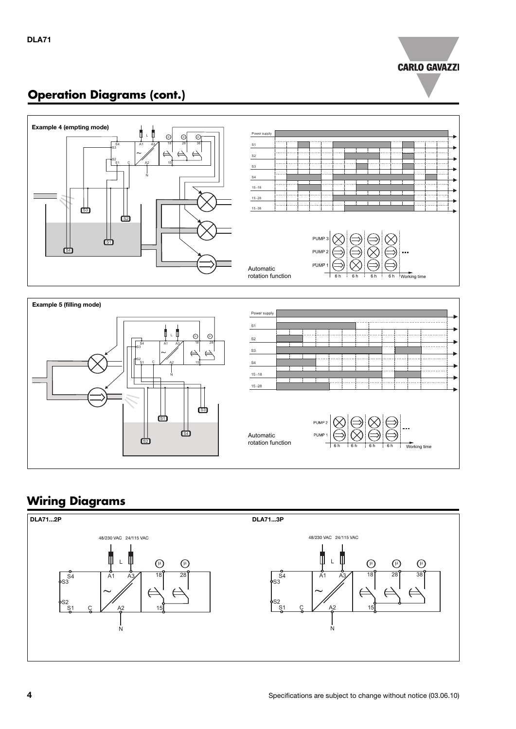## Operation Diagrams (cont.)

**Example 4 (empting mode)**

Power supply
S1
S2
S3
S4
15 -18
15 -28
15 -38

PUMP 3
PUMP 2
PUMP 1

Automatic rotation function

6 h 6 h 6 h 6 h Working time

**Example 5 (filling mode)**

Power supply
S1
S2
S3
S4
15 -18
15 -28

PUMP 2
PUMP 1

Automatic rotation function

6 h 6 h 6 h 6 h Working time

## Wiring Diagrams

**DLA71...2P**

48/230 VAC 24/115 VAC

S4, S3, S2, S1, C, L, A1, A3, A2, N, 18, 28, 15

**DLA71...3P**

48/230 VAC 24/115 VAC

S4, S3, S2, S1, C, L, A1, A3, A2, N, 18, 28, 38, 15

Specifications are subject to change without notice (03.06.10)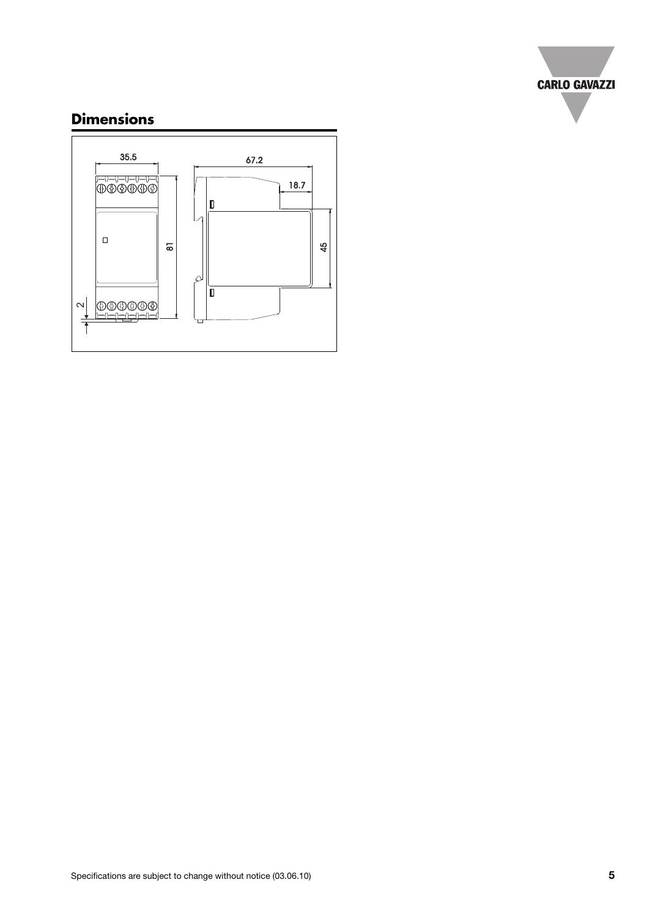## Dimensions

35.5
67.2
18.7
81
45
2